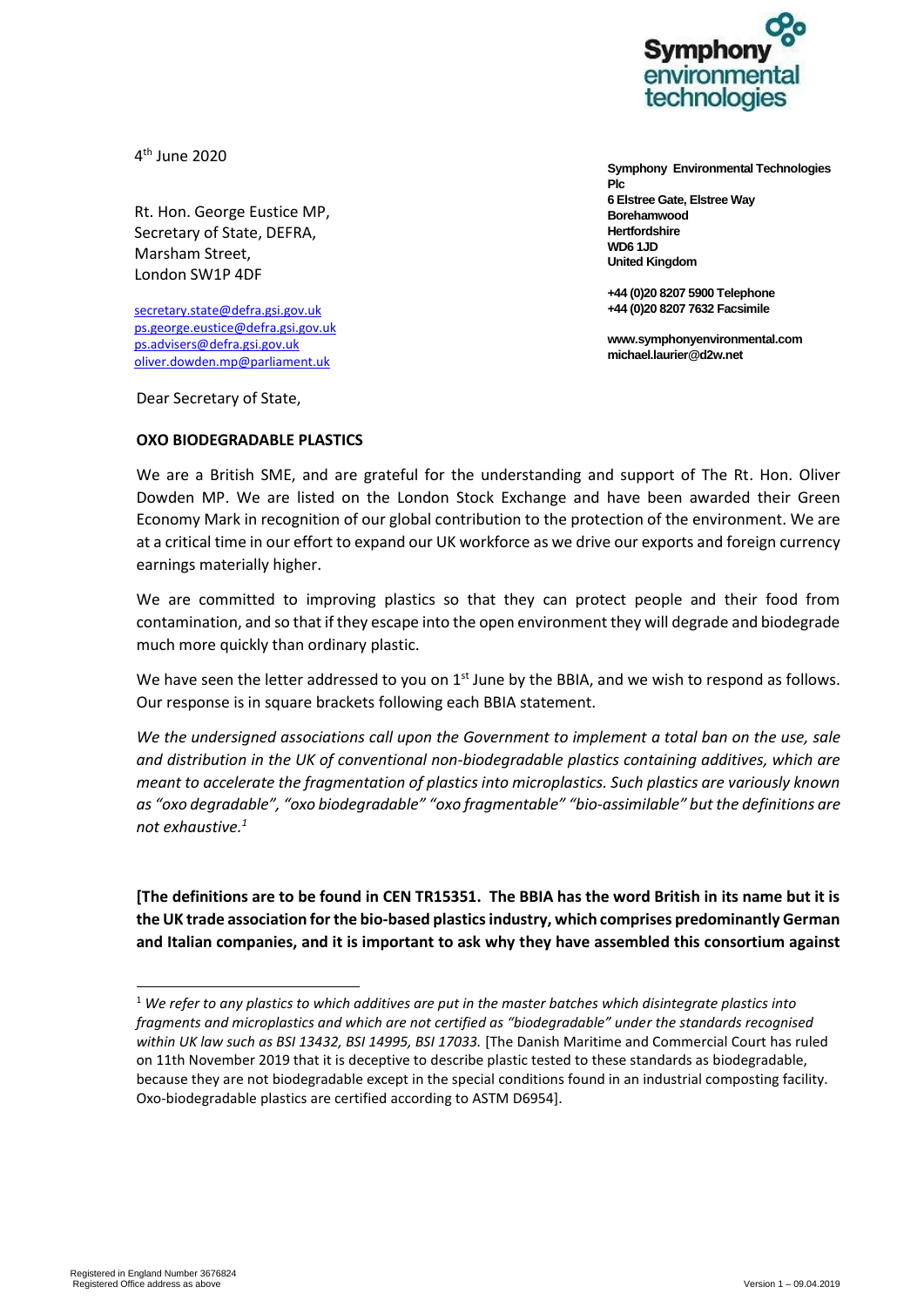Symphony environmental technologies

4th June 2020

Rt. Hon. George Eustice MP,
Secretary of State, DEFRA,
Marsham Street,
London SW1P 4DF

secretary.state@defra.gsi.gov.uk
ps.george.eustice@defra.gsi.gov.uk
ps.advisers@defra.gsi.gov.uk
oliver.dowden.mp@parliament.uk

**Symphony Environmental Technologies Plc**
**6 Elstree Gate, Elstree Way**
**Borehamwood**
**Hertfordshire**
**WD6 1JD**
**United Kingdom**

**+44 (0)20 8207 5900 Telephone**
**+44 (0)20 8207 7632 Facsimile**

**www.symphonyenvironmental.com**
**michael.laurier@d2w.net**

Dear Secretary of State,

**OXO BIODEGRADABLE PLASTICS**

We are a British SME, and are grateful for the understanding and support of The Rt. Hon. Oliver Dowden MP. We are listed on the London Stock Exchange and have been awarded their Green Economy Mark in recognition of our global contribution to the protection of the environment. We are at a critical time in our effort to expand our UK workforce as we drive our exports and foreign currency earnings materially higher.

We are committed to improving plastics so that they can protect people and their food from contamination, and so that if they escape into the open environment they will degrade and biodegrade much more quickly than ordinary plastic.

We have seen the letter addressed to you on 1st June by the BBIA, and we wish to respond as follows. Our response is in square brackets following each BBIA statement.

*We the undersigned associations call upon the Government to implement a total ban on the use, sale and distribution in the UK of conventional non-biodegradable plastics containing additives, which are meant to accelerate the fragmentation of plastics into microplastics. Such plastics are variously known as "oxo degradable", "oxo biodegradable" "oxo fragmentable" "bio-assimilable" but the definitions are not exhaustive.*[1]

**[The definitions are to be found in CEN TR15351. The BBIA has the word British in its name but it is the UK trade association for the bio-based plastics industry, which comprises predominantly German and Italian companies, and it is important to ask why they have assembled this consortium against**

[1] *We refer to any plastics to which additives are put in the master batches which disintegrate plastics into fragments and microplastics and which are not certified as "biodegradable" under the standards recognised within UK law such as BSI 13432, BSI 14995, BSI 17033.* [The Danish Maritime and Commercial Court has ruled on 11th November 2019 that it is deceptive to describe plastic tested to these standards as biodegradable, because they are not biodegradable except in the special conditions found in an industrial composting facility. Oxo-biodegradable plastics are certified according to ASTM D6954].

Registered in England Number 3676824
Registered Office address as above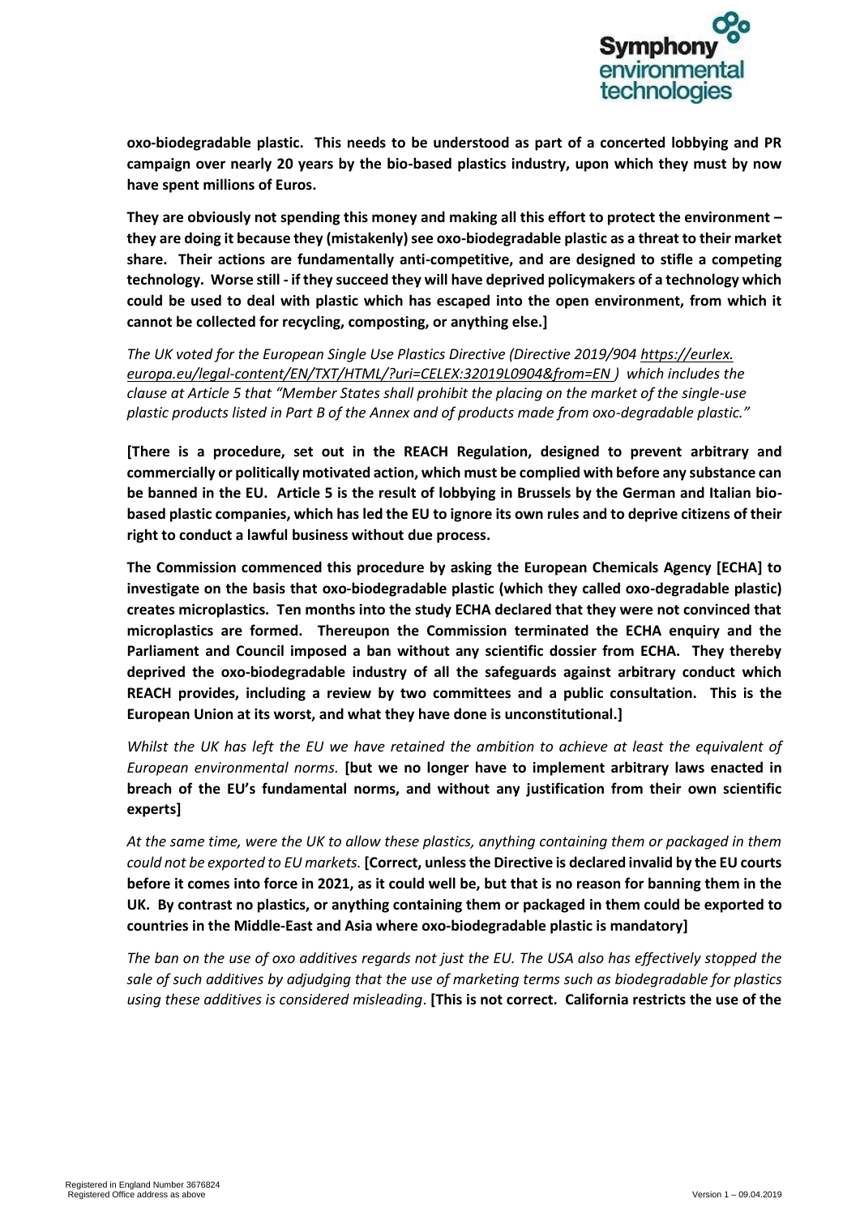**oxo-biodegradable plastic. This needs to be understood as part of a concerted lobbying and PR campaign over nearly 20 years by the bio-based plastics industry, upon which they must by now have spent millions of Euros.**

**They are obviously not spending this money and making all this effort to protect the environment – they are doing it because they (mistakenly) see oxo-biodegradable plastic as a threat to their market share. Their actions are fundamentally anti-competitive, and are designed to stifle a competing technology. Worse still - if they succeed they will have deprived policymakers of a technology which could be used to deal with plastic which has escaped into the open environment, from which it cannot be collected for recycling, composting, or anything else.]**

*The UK voted for the European Single Use Plastics Directive (Directive 2019/904 https://eurlex.europa.eu/legal-content/EN/TXT/HTML/?uri=CELEX:32019L0904&from=EN ) which includes the clause at Article 5 that "Member States shall prohibit the placing on the market of the single-use plastic products listed in Part B of the Annex and of products made from oxo-degradable plastic."*

**[There is a procedure, set out in the REACH Regulation, designed to prevent arbitrary and commercially or politically motivated action, which must be complied with before any substance can be banned in the EU. Article 5 is the result of lobbying in Brussels by the German and Italian bio-based plastic companies, which has led the EU to ignore its own rules and to deprive citizens of their right to conduct a lawful business without due process.**

**The Commission commenced this procedure by asking the European Chemicals Agency [ECHA] to investigate on the basis that oxo-biodegradable plastic (which they called oxo-degradable plastic) creates microplastics. Ten months into the study ECHA declared that they were not convinced that microplastics are formed. Thereupon the Commission terminated the ECHA enquiry and the Parliament and Council imposed a ban without any scientific dossier from ECHA. They thereby deprived the oxo-biodegradable industry of all the safeguards against arbitrary conduct which REACH provides, including a review by two committees and a public consultation. This is the European Union at its worst, and what they have done is unconstitutional.]**

*Whilst the UK has left the EU we have retained the ambition to achieve at least the equivalent of European environmental norms.* **[but we no longer have to implement arbitrary laws enacted in breach of the EU's fundamental norms, and without any justification from their own scientific experts]**

*At the same time, were the UK to allow these plastics, anything containing them or packaged in them could not be exported to EU markets.* **[Correct, unless the Directive is declared invalid by the EU courts before it comes into force in 2021, as it could well be, but that is no reason for banning them in the UK. By contrast no plastics, or anything containing them or packaged in them could be exported to countries in the Middle-East and Asia where oxo-biodegradable plastic is mandatory]**

*The ban on the use of oxo additives regards not just the EU. The USA also has effectively stopped the sale of such additives by adjudging that the use of marketing terms such as biodegradable for plastics using these additives is considered misleading.* **[This is not correct. California restricts the use of the**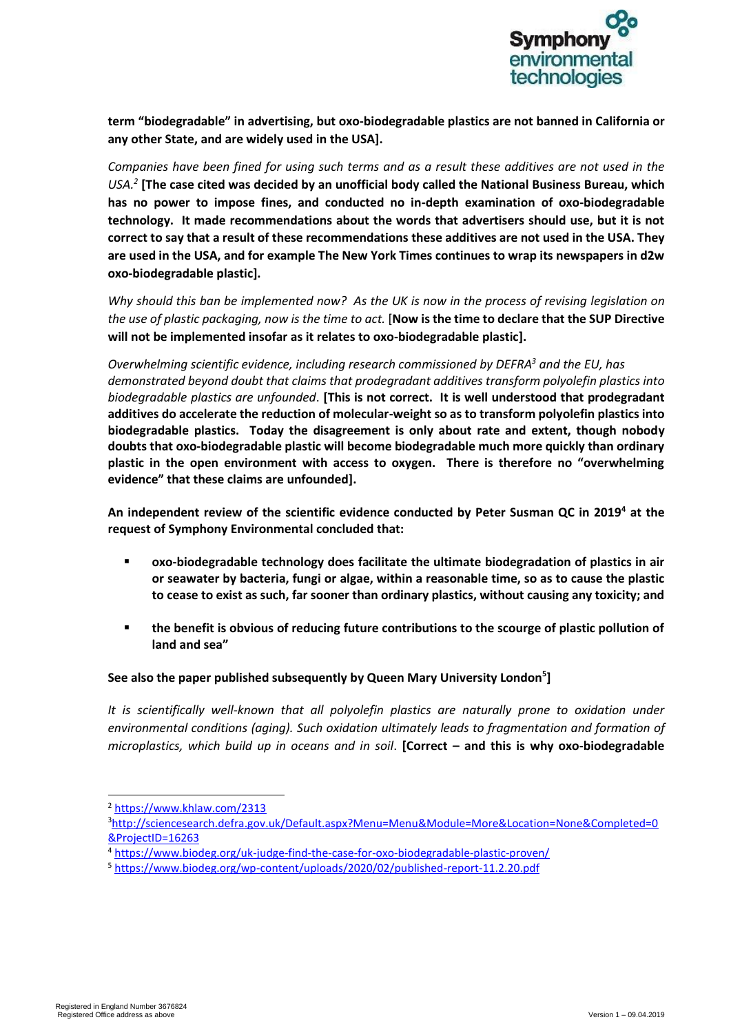**term "biodegradable" in advertising, but oxo-biodegradable plastics are not banned in California or any other State, and are widely used in the USA].**

*Companies have been fined for using such terms and as a result these additives are not used in the USA.*[2] **[The case cited was decided by an unofficial body called the National Business Bureau, which has no power to impose fines, and conducted no in-depth examination of oxo-biodegradable technology. It made recommendations about the words that advertisers should use, but it is not correct to say that a result of these recommendations these additives are not used in the USA. They are used in the USA, and for example The New York Times continues to wrap its newspapers in d2w oxo-biodegradable plastic].**

*Why should this ban be implemented now? As the UK is now in the process of revising legislation on the use of plastic packaging, now is the time to act.* [**Now is the time to declare that the SUP Directive will not be implemented insofar as it relates to oxo-biodegradable plastic].**

*Overwhelming scientific evidence, including research commissioned by DEFRA*[3] *and the EU, has demonstrated beyond doubt that claims that prodegradant additives transform polyolefin plastics into biodegradable plastics are unfounded*. **[This is not correct. It is well understood that prodegradant additives do accelerate the reduction of molecular-weight so as to transform polyolefin plastics into biodegradable plastics. Today the disagreement is only about rate and extent, though nobody doubts that oxo-biodegradable plastic will become biodegradable much more quickly than ordinary plastic in the open environment with access to oxygen. There is therefore no "overwhelming evidence" that these claims are unfounded].**

**An independent review of the scientific evidence conducted by Peter Susman QC in 2019[4] at the request of Symphony Environmental concluded that:**

- **oxo-biodegradable technology does facilitate the ultimate biodegradation of plastics in air or seawater by bacteria, fungi or algae, within a reasonable time, so as to cause the plastic to cease to exist as such, far sooner than ordinary plastics, without causing any toxicity; and**
- **the benefit is obvious of reducing future contributions to the scourge of plastic pollution of land and sea"**

**See also the paper published subsequently by Queen Mary University London[5]]**

*It is scientifically well-known that all polyolefin plastics are naturally prone to oxidation under environmental conditions (aging). Such oxidation ultimately leads to fragmentation and formation of microplastics, which build up in oceans and in soil*. **[Correct – and this is why oxo-biodegradable**

---

[2] https://www.khlaw.com/2313

[3] http://sciencesearch.defra.gov.uk/Default.aspx?Menu=Menu&Module=More&Location=None&Completed=0&ProjectID=16263

[4] https://www.biodeg.org/uk-judge-find-the-case-for-oxo-biodegradable-plastic-proven/

[5] https://www.biodeg.org/wp-content/uploads/2020/02/published-report-11.2.20.pdf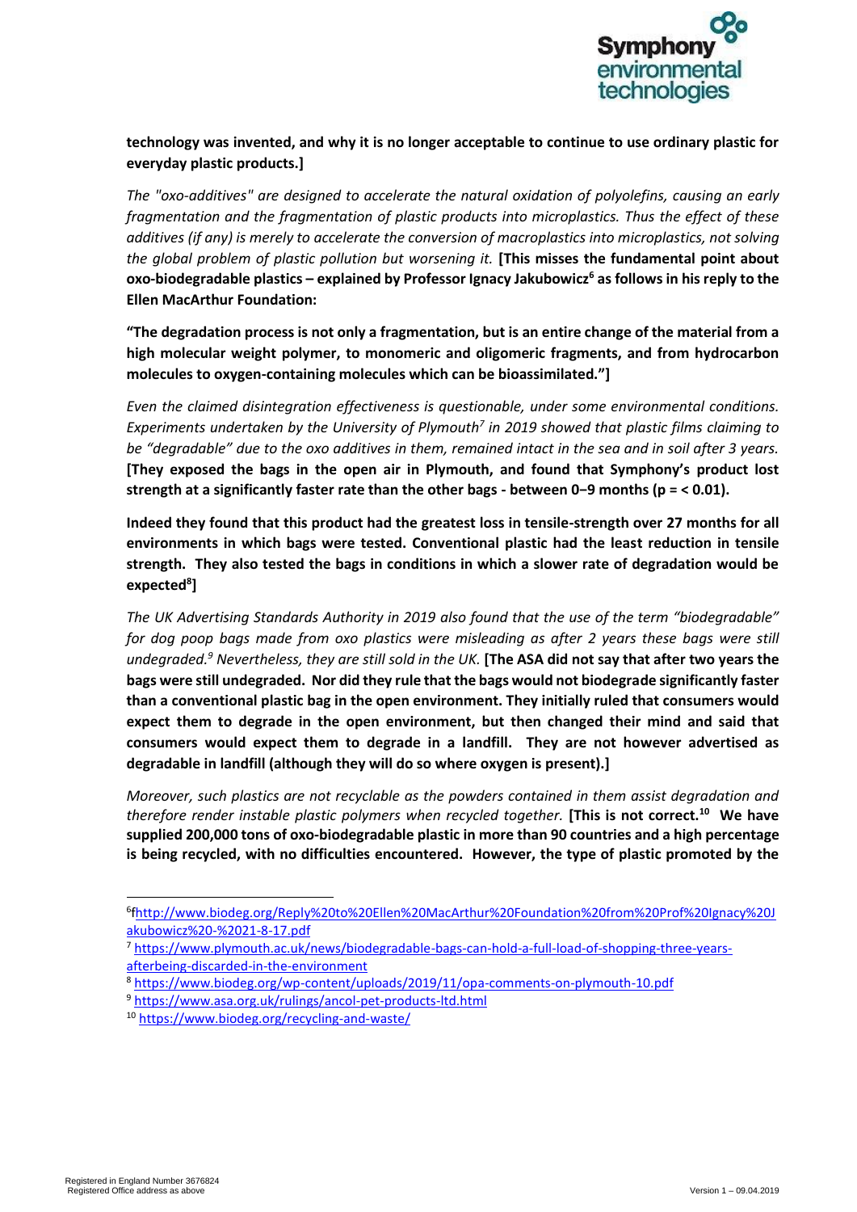**technology was invented, and why it is no longer acceptable to continue to use ordinary plastic for everyday plastic products.]**

*The "oxo-additives" are designed to accelerate the natural oxidation of polyolefins, causing an early fragmentation and the fragmentation of plastic products into microplastics. Thus the effect of these additives (if any) is merely to accelerate the conversion of macroplastics into microplastics, not solving the global problem of plastic pollution but worsening it.* **[This misses the fundamental point about oxo-biodegradable plastics – explained by Professor Ignacy Jakubowicz[6] as follows in his reply to the Ellen MacArthur Foundation:**

**"The degradation process is not only a fragmentation, but is an entire change of the material from a high molecular weight polymer, to monomeric and oligomeric fragments, and from hydrocarbon molecules to oxygen-containing molecules which can be bioassimilated."]**

*Even the claimed disintegration effectiveness is questionable, under some environmental conditions. Experiments undertaken by the University of Plymouth[7] in 2019 showed that plastic films claiming to be "degradable" due to the oxo additives in them, remained intact in the sea and in soil after 3 years.* **[They exposed the bags in the open air in Plymouth, and found that Symphony's product lost strength at a significantly faster rate than the other bags - between 0−9 months ($p = < 0.01$).**

**Indeed they found that this product had the greatest loss in tensile-strength over 27 months for all environments in which bags were tested. Conventional plastic had the least reduction in tensile strength. They also tested the bags in conditions in which a slower rate of degradation would be expected[8]]**

*The UK Advertising Standards Authority in 2019 also found that the use of the term "biodegradable" for dog poop bags made from oxo plastics were misleading as after 2 years these bags were still undegraded.[9] Nevertheless, they are still sold in the UK.* **[The ASA did not say that after two years the bags were still undegraded. Nor did they rule that the bags would not biodegrade significantly faster than a conventional plastic bag in the open environment. They initially ruled that consumers would expect them to degrade in the open environment, but then changed their mind and said that consumers would expect them to degrade in a landfill. They are not however advertised as degradable in landfill (although they will do so where oxygen is present).]**

*Moreover, such plastics are not recyclable as the powders contained in them assist degradation and therefore render instable plastic polymers when recycled together.* **[This is not correct.[10] We have supplied 200,000 tons of oxo-biodegradable plastic in more than 90 countries and a high percentage is being recycled, with no difficulties encountered. However, the type of plastic promoted by the**

---

[6] fhttp://www.biodeg.org/Reply%20to%20Ellen%20MacArthur%20Foundation%20from%20Prof%20Ignacy%20Jakubowicz%20-%2021-8-17.pdf

[7] https://www.plymouth.ac.uk/news/biodegradable-bags-can-hold-a-full-load-of-shopping-three-years-afterbeing-discarded-in-the-environment

[8] https://www.biodeg.org/wp-content/uploads/2019/11/opa-comments-on-plymouth-10.pdf

[9] https://www.asa.org.uk/rulings/ancol-pet-products-ltd.html

[10] https://www.biodeg.org/recycling-and-waste/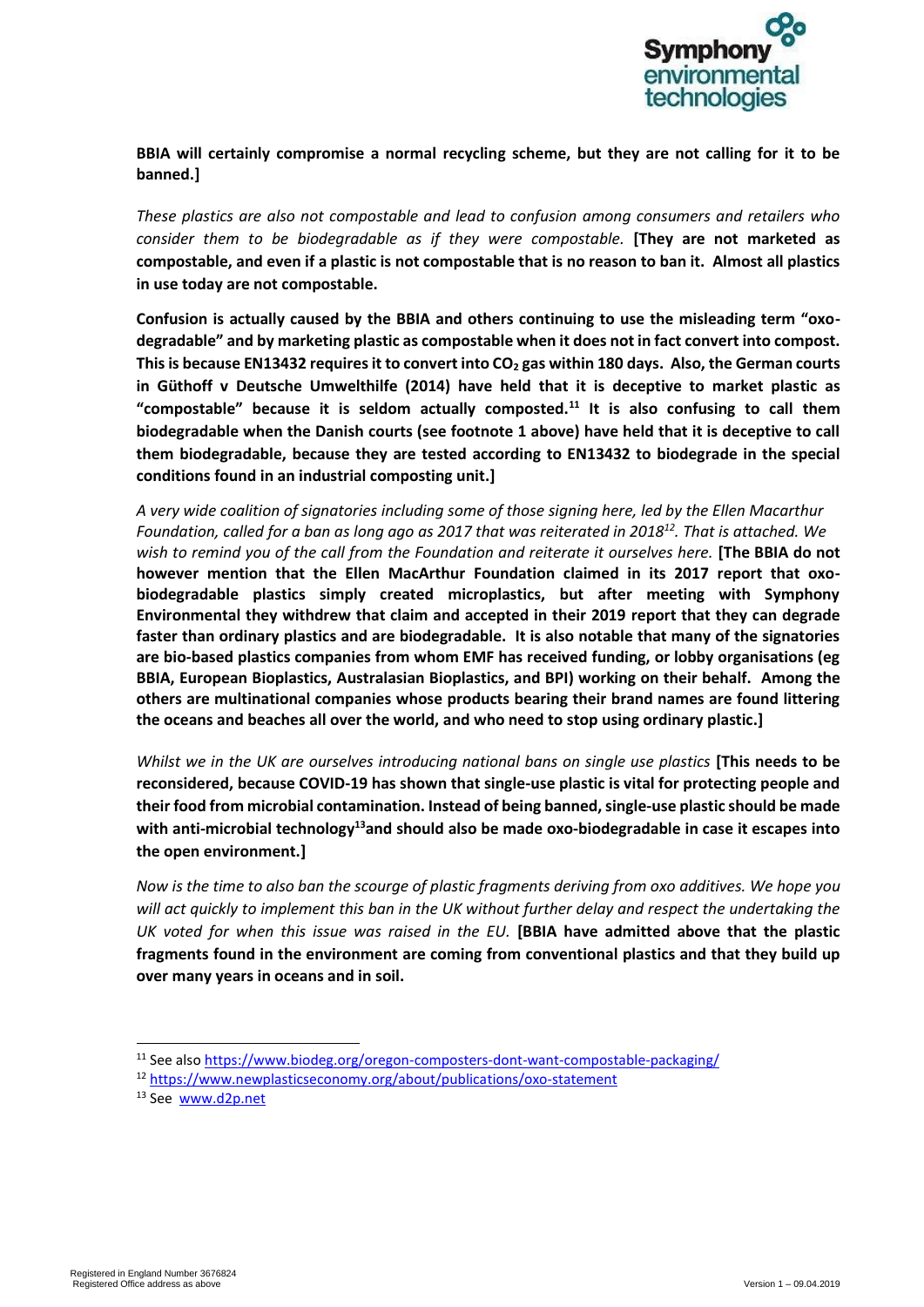**BBIA will certainly compromise a normal recycling scheme, but they are not calling for it to be banned.]**

*These plastics are also not compostable and lead to confusion among consumers and retailers who consider them to be biodegradable as if they were compostable.* **[They are not marketed as compostable, and even if a plastic is not compostable that is no reason to ban it. Almost all plastics in use today are not compostable.**

**Confusion is actually caused by the BBIA and others continuing to use the misleading term "oxo-degradable" and by marketing plastic as compostable when it does not in fact convert into compost. This is because EN13432 requires it to convert into $CO_2$ gas within 180 days. Also, the German courts in Güthoff v Deutsche Umwelthilfe (2014) have held that it is deceptive to market plastic as "compostable" because it is seldom actually composted.[11] It is also confusing to call them biodegradable when the Danish courts (see footnote 1 above) have held that it is deceptive to call them biodegradable, because they are tested according to EN13432 to biodegrade in the special conditions found in an industrial composting unit.]**

*A very wide coalition of signatories including some of those signing here, led by the Ellen Macarthur Foundation, called for a ban as long ago as 2017 that was reiterated in 2018[12]. That is attached. We wish to remind you of the call from the Foundation and reiterate it ourselves here.* **[The BBIA do not however mention that the Ellen MacArthur Foundation claimed in its 2017 report that oxo-biodegradable plastics simply created microplastics, but after meeting with Symphony Environmental they withdrew that claim and accepted in their 2019 report that they can degrade faster than ordinary plastics and are biodegradable. It is also notable that many of the signatories are bio-based plastics companies from whom EMF has received funding, or lobby organisations (eg BBIA, European Bioplastics, Australasian Bioplastics, and BPI) working on their behalf. Among the others are multinational companies whose products bearing their brand names are found littering the oceans and beaches all over the world, and who need to stop using ordinary plastic.]**

*Whilst we in the UK are ourselves introducing national bans on single use plastics* **[This needs to be reconsidered, because COVID-19 has shown that single-use plastic is vital for protecting people and their food from microbial contamination. Instead of being banned, single-use plastic should be made with anti-microbial technology[13] and should also be made oxo-biodegradable in case it escapes into the open environment.]**

*Now is the time to also ban the scourge of plastic fragments deriving from oxo additives. We hope you will act quickly to implement this ban in the UK without further delay and respect the undertaking the UK voted for when this issue was raised in the EU.* **[BBIA have admitted above that the plastic fragments found in the environment are coming from conventional plastics and that they build up over many years in oceans and in soil.**

---

[11] See also https://www.biodeg.org/oregon-composters-dont-want-compostable-packaging/

[12] https://www.newplasticseconomy.org/about/publications/oxo-statement

[13] See www.d2p.net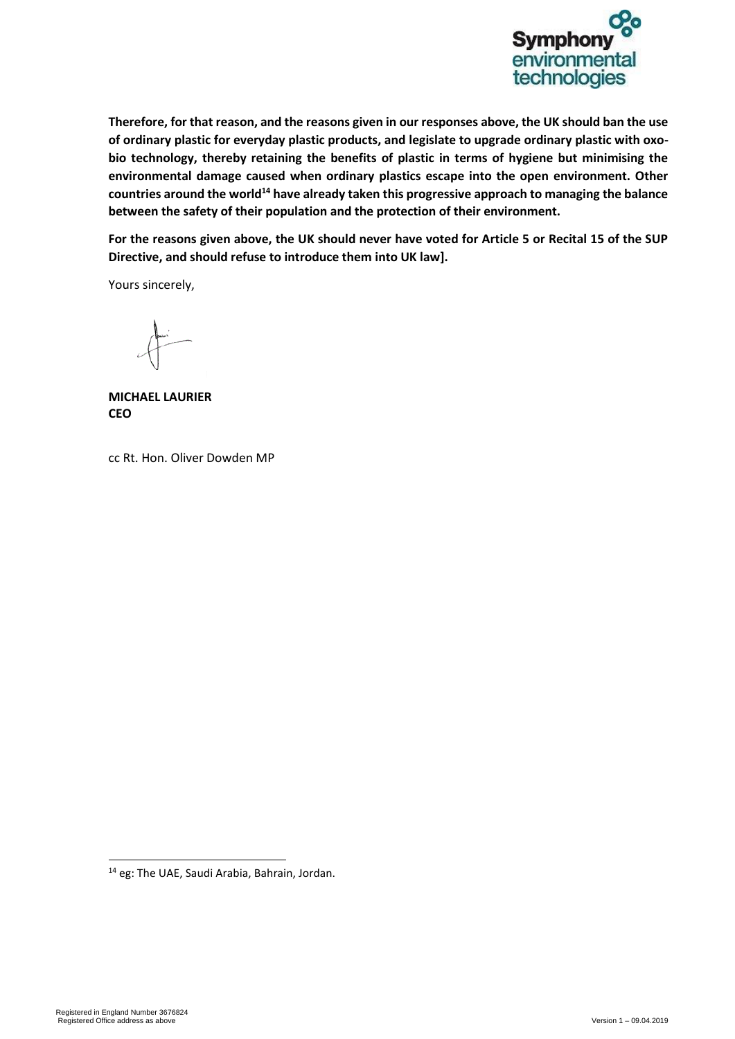**Therefore, for that reason, and the reasons given in our responses above, the UK should ban the use of ordinary plastic for everyday plastic products, and legislate to upgrade ordinary plastic with oxo-bio technology, thereby retaining the benefits of plastic in terms of hygiene but minimising the environmental damage caused when ordinary plastics escape into the open environment. Other countries around the world[14] have already taken this progressive approach to managing the balance between the safety of their population and the protection of their environment.**

**For the reasons given above, the UK should never have voted for Article 5 or Recital 15 of the SUP Directive, and should refuse to introduce them into UK law].**

Yours sincerely,

**MICHAEL LAURIER**
**CEO**

cc Rt. Hon. Oliver Dowden MP

[14] eg: The UAE, Saudi Arabia, Bahrain, Jordan.

Registered in England Number 3676824
Registered Office address as above

Version 1 – 09.04.2019